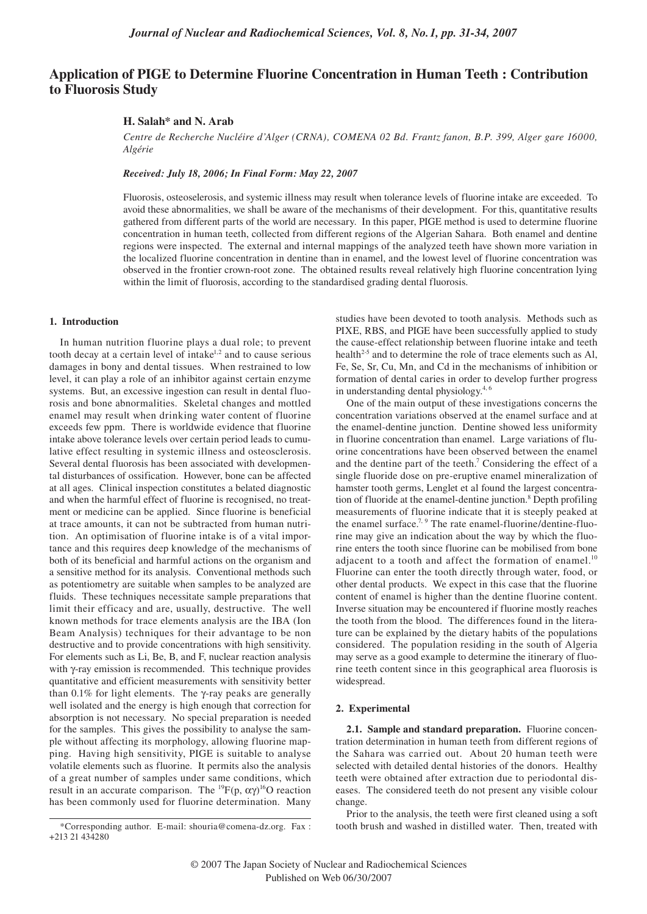# Application of PIGE to Determine Fluorine Concentration in Human Teeth : Contribution to Fluorosis Study

**H. Salah\* and N. Arab**

*Centre de Recherche Nucléire d'Alger (CRNA), COMENA 02 Bd. Frantz fanon, B.P. 399, Alger gare 16000, Algérie*

*Received: July 18, 2006; In Final Form: May 22, 2007*

Fluorosis, osteoselerosis, and systemic illness may result when tolerance levels of fluorine intake are exceeded. To avoid these abnormalities, we shall be aware of the mechanisms of their development. For this, quantitative results gathered from different parts of the world are necessary. In this paper, PIGE method is used to determine fluorine concentration in human teeth, collected from different regions of the Algerian Sahara. Both enamel and dentine regions were inspected. The external and internal mappings of the analyzed teeth have shown more variation in the localized fluorine concentration in dentine than in enamel, and the lowest level of fluorine concentration was observed in the frontier crown-root zone. The obtained results reveal relatively high fluorine concentration lying within the limit of fluorosis, according to the standardised grading dental fluorosis.

## 1. Introduction

In human nutrition fluorine plays a dual role; to prevent tooth decay at a certain level of intake[1,2] and to cause serious damages in bony and dental tissues. When restrained to low level, it can play a role of an inhibitor against certain enzyme systems. But, an excessive ingestion can result in dental fluorosis and bone abnormalities. Skeletal changes and mottled enamel may result when drinking water content of fluorine exceeds few ppm. There is worldwide evidence that fluorine intake above tolerance levels over certain period leads to cumulative effect resulting in systemic illness and osteosclerosis. Several dental fluorosis has been associated with developmental disturbances of ossification. However, bone can be affected at all ages. Clinical inspection constitutes a belated diagnostic and when the harmful effect of fluorine is recognised, no treatment or medicine can be applied. Since fluorine is beneficial at trace amounts, it can not be subtracted from human nutrition. An optimisation of fluorine intake is of a vital importance and this requires deep knowledge of the mechanisms of both of its beneficial and harmful actions on the organism and a sensitive method for its analysis. Conventional methods such as potentiometry are suitable when samples to be analyzed are fluids. These techniques necessitate sample preparations that limit their efficacy and are, usually, destructive. The well known methods for trace elements analysis are the IBA (Ion Beam Analysis) techniques for their advantage to be non destructive and to provide concentrations with high sensitivity. For elements such as Li, Be, B, and F, nuclear reaction analysis with γ-ray emission is recommended. This technique provides quantitative and efficient measurements with sensitivity better than 0.1% for light elements. The γ-ray peaks are generally well isolated and the energy is high enough that correction for absorption is not necessary. No special preparation is needed for the samples. This gives the possibility to analyse the sample without affecting its morphology, allowing fluorine mapping. Having high sensitivity, PIGE is suitable to analyse volatile elements such as fluorine. It permits also the analysis of a great number of samples under same conditions, which result in an accurate comparison. The $^{19}F(p, \alpha\gamma)^{16}O$ reaction has been commonly used for fluorine determination. Many studies have been devoted to tooth analysis. Methods such as PIXE, RBS, and PIGE have been successfully applied to study the cause-effect relationship between fluorine intake and teeth health[2-5] and to determine the role of trace elements such as Al, Fe, Se, Sr, Cu, Mn, and Cd in the mechanisms of inhibition or formation of dental caries in order to develop further progress in understanding dental physiology.[4,6]

One of the main output of these investigations concerns the concentration variations observed at the enamel surface and at the enamel-dentine junction. Dentine showed less uniformity in fluorine concentration than enamel. Large variations of fluorine concentrations have been observed between the enamel and the dentine part of the teeth.[7] Considering the effect of a single fluoride dose on pre-eruptive enamel mineralization of hamster tooth germs, Lenglet et al found the largest concentration of fluoride at the enamel-dentine junction.[8] Depth profiling measurements of fluorine indicate that it is steeply peaked at the enamel surface.[7,9] The rate enamel-fluorine/dentine-fluorine may give an indication about the way by which the fluorine enters the tooth since fluorine can be mobilised from bone adjacent to a tooth and affect the formation of enamel.[10] Fluorine can enter the tooth directly through water, food, or other dental products. We expect in this case that the fluorine content of enamel is higher than the dentine fluorine content. Inverse situation may be encountered if fluorine mostly reaches the tooth from the blood. The differences found in the literature can be explained by the dietary habits of the populations considered. The population residing in the south of Algeria may serve as a good example to determine the itinerary of fluorine teeth content since in this geographical area fluorosis is widespread.

## 2. Experimental

**2.1. Sample and standard preparation.** Fluorine concentration determination in human teeth from different regions of the Sahara was carried out. About 20 human teeth were selected with detailed dental histories of the donors. Healthy teeth were obtained after extraction due to periodontal diseases. The considered teeth do not present any visible colour change.

Prior to the analysis, the teeth were first cleaned using a soft tooth brush and washed in distilled water. Then, treated with

\*Corresponding author. E-mail: shouria@comena-dz.org. Fax : +213 21 434280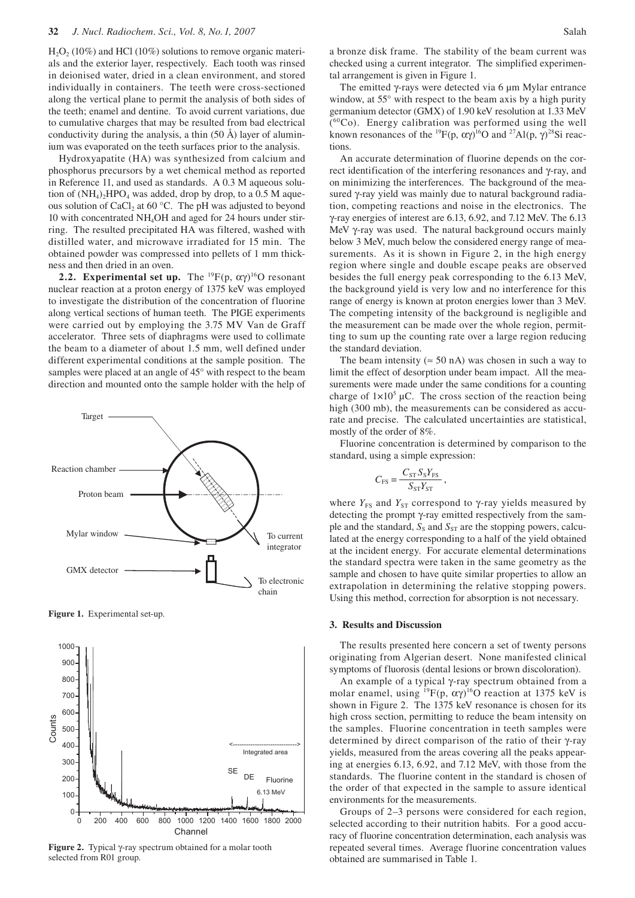$H_2O_2$ (10%) and HCl (10%) solutions to remove organic materials and the exterior layer, respectively. Each tooth was rinsed in deionised water, dried in a clean environment, and stored individually in containers. The teeth were cross-sectioned along the vertical plane to permit the analysis of both sides of the teeth; enamel and dentine. To avoid current variations, due to cumulative charges that may be resulted from bad electrical conductivity during the analysis, a thin (50 Å) layer of aluminium was evaporated on the teeth surfaces prior to the analysis.

Hydroxyapatite (HA) was synthesized from calcium and phosphorus precursors by a wet chemical method as reported in Reference 11, and used as standards. A 0.3 M aqueous solution of $(NH_4)_2HPO_4$ was added, drop by drop, to a 0.5 M aqueous solution of $CaCl_2$ at 60 °C. The pH was adjusted to beyond 10 with concentrated $NH_4OH$ and aged for 24 hours under stirring. The resulted precipitated HA was filtered, washed with distilled water, and microwave irradiated for 15 min. The obtained powder was compressed into pellets of 1 mm thickness and then dried in an oven.

**2.2. Experimental set up.** The $^{19}F(p, \alpha\gamma)^{16}O$ resonant nuclear reaction at a proton energy of 1375 keV was employed to investigate the distribution of the concentration of fluorine along vertical sections of human teeth. The PIGE experiments were carried out by employing the 3.75 MV Van de Graff accelerator. Three sets of diaphragms were used to collimate the beam to a diameter of about 1.5 mm, well defined under different experimental conditions at the sample position. The samples were placed at an angle of 45° with respect to the beam direction and mounted onto the sample holder with the help of a bronze disk frame. The stability of the beam current was checked using a current integrator. The simplified experimental arrangement is given in Figure 1.

Target

Reaction chamber

Proton beam

Mylar window

To current integrator

GMX detector

To electronic chain

**Figure 1.** Experimental set-up.

Integrated area

SE

DE

Fluorine 6.13 MeV

Counts

Channel

**Figure 2.** Typical γ-ray spectrum obtained for a molar tooth selected from R01 group.

The emitted γ-rays were detected via 6 μm Mylar entrance window, at 55° with respect to the beam axis by a high purity germanium detector (GMX) of 1.90 keV resolution at 1.33 MeV ($^{60}Co$). Energy calibration was performed using the well known resonances of the $^{19}F(p, \alpha\gamma)^{16}O$ and $^{27}Al(p, \gamma)^{28}Si$ reactions.

An accurate determination of fluorine depends on the correct identification of the interfering resonances and γ-ray, and on minimizing the interferences. The background of the measured γ-ray yield was mainly due to natural background radiation, competing reactions and noise in the electronics. The γ-ray energies of interest are 6.13, 6.92, and 7.12 MeV. The 6.13 MeV γ-ray was used. The natural background occurs mainly below 3 MeV, much below the considered energy range of measurements. As it is shown in Figure 2, in the high energy region where single and double escape peaks are observed besides the full energy peak corresponding to the 6.13 MeV, the background yield is very low and no interference for this range of energy is known at proton energies lower than 3 MeV. The competing intensity of the background is negligible and the measurement can be made over the whole region, permitting to sum up the counting rate over a large region reducing the standard deviation.

The beam intensity (≈ 50 nA) was chosen in such a way to limit the effect of desorption under beam impact. All the measurements were made under the same conditions for a counting charge of $1\times10^5$ μC. The cross section of the reaction being high (300 mb), the measurements can be considered as accurate and precise. The calculated uncertainties are statistical, mostly of the order of 8%.

Fluorine concentration is determined by comparison to the standard, using a simple expression:

$$C_{FS} = \frac{C_{ST} S_S Y_{FS}}{S_{ST} Y_{ST}},$$

where $Y_{FS}$ and $Y_{ST}$ correspond to γ-ray yields measured by detecting the prompt γ-ray emitted respectively from the sample and the standard, $S_S$ and $S_{ST}$ are the stopping powers, calculated at the energy corresponding to a half of the yield obtained at the incident energy. For accurate elemental determinations the standard spectra were taken in the same geometry as the sample and chosen to have quite similar properties to allow an extrapolation in determining the relative stopping powers. Using this method, correction for absorption is not necessary.

## 3. Results and Discussion

The results presented here concern a set of twenty persons originating from Algerian desert. None manifested clinical symptoms of fluorosis (dental lesions or brown discoloration).

An example of a typical γ-ray spectrum obtained from a molar enamel, using $^{19}F(p, \alpha\gamma)^{16}O$ reaction at 1375 keV is shown in Figure 2. The 1375 keV resonance is chosen for its high cross section, permitting to reduce the beam intensity on the samples. Fluorine concentration in teeth samples were determined by direct comparison of the ratio of their γ-ray yields, measured from the areas covering all the peaks appearing at energies 6.13, 6.92, and 7.12 MeV, with those from the standards. The fluorine content in the standard is chosen of the order of that expected in the sample to assure identical environments for the measurements.

Groups of 2–3 persons were considered for each region, selected according to their nutrition habits. For a good accuracy of fluorine concentration determination, each analysis was repeated several times. Average fluorine concentration values obtained are summarised in Table 1.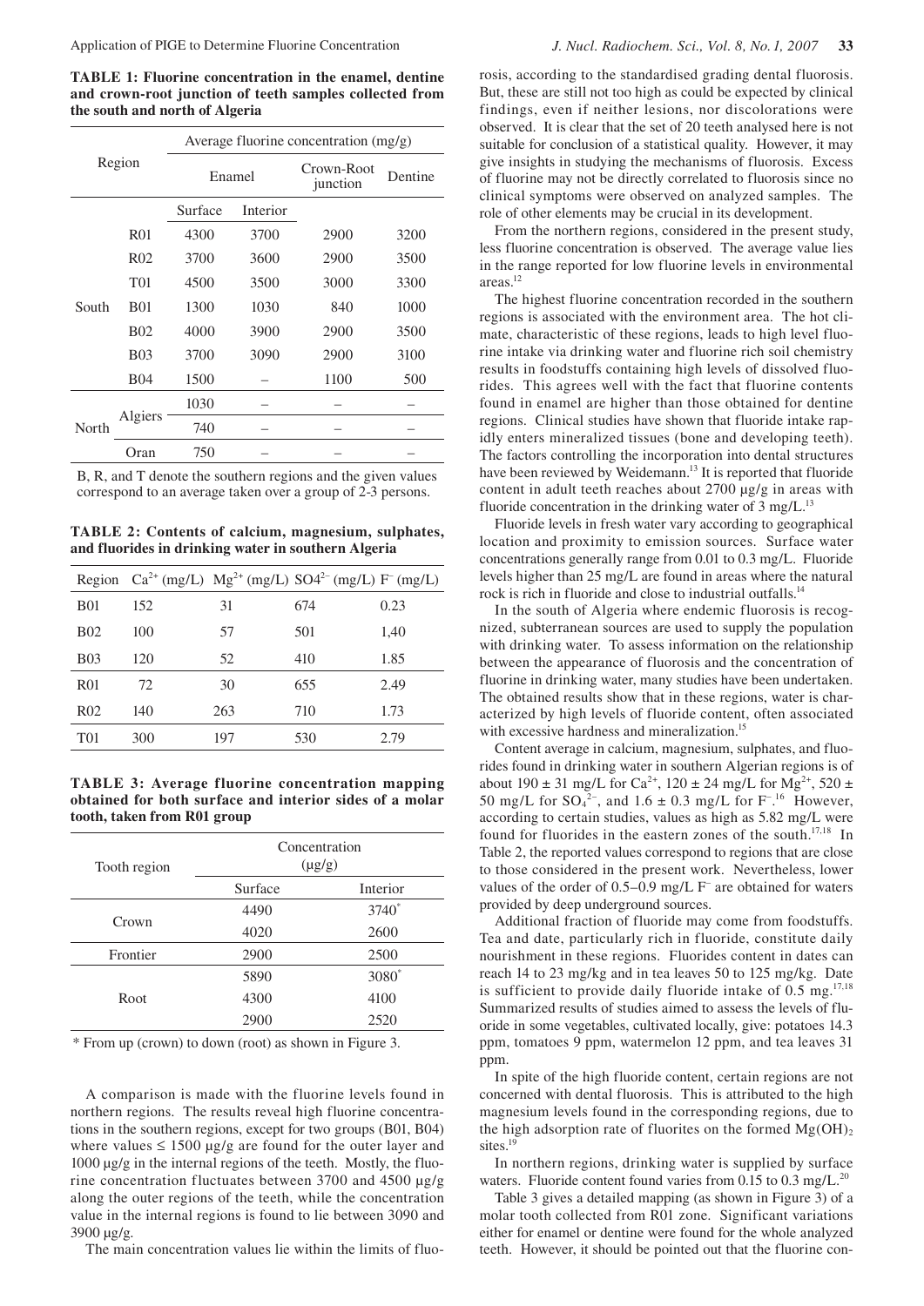**TABLE 1: Fluorine concentration in the enamel, dentine and crown-root junction of teeth samples collected from the south and north of Algeria**

| Region | | Average fluorine concentration (mg/g) | | | |
|---|---|---|---|---|---|
| | | Enamel | | Crown-Root junction | Dentine |
| | | Surface | Interior | | |
| South | R01 | 4300 | 3700 | 2900 | 3200 |
| | R02 | 3700 | 3600 | 2900 | 3500 |
| | T01 | 4500 | 3500 | 3000 | 3300 |
| | B01 | 1300 | 1030 | 840 | 1000 |
| | B02 | 4000 | 3900 | 2900 | 3500 |
| | B03 | 3700 | 3090 | 2900 | 3100 |
| | B04 | 1500 | – | 1100 | 500 |
| North | Algiers | 1030 | – | – | – |
| | | 740 | – | – | – |
| | Oran | 750 | – | – | – |

B, R, and T denote the southern regions and the given values correspond to an average taken over a group of 2-3 persons.

**TABLE 2: Contents of calcium, magnesium, sulphates, and fluorides in drinking water in southern Algeria**

| Region | $Ca^{2+}$ (mg/L) | $Mg^{2+}$ (mg/L) | $SO4^{2-}$ (mg/L) | $F^-$ (mg/L) |
|---|---|---|---|---|
| B01 | 152 | 31 | 674 | 0.23 |
| B02 | 100 | 57 | 501 | 1,40 |
| B03 | 120 | 52 | 410 | 1.85 |
| R01 | 72 | 30 | 655 | 2.49 |
| R02 | 140 | 263 | 710 | 1.73 |
| T01 | 300 | 197 | 530 | 2.79 |

**TABLE 3: Average fluorine concentration mapping obtained for both surface and interior sides of a molar tooth, taken from R01 group**

| Tooth region | Concentration (μg/g) | |
|---|---|---|
| | Surface | Interior |
| Crown | 4490 | 3740* |
| | 4020 | 2600 |
| Frontier | 2900 | 2500 |
| Root | 5890 | 3080* |
| | 4300 | 4100 |
| | 2900 | 2520 |

\* From up (crown) to down (root) as shown in Figure 3.

A comparison is made with the fluorine levels found in northern regions. The results reveal high fluorine concentrations in the southern regions, except for two groups (B01, B04) where values ≤ 1500 μg/g are found for the outer layer and 1000 μg/g in the internal regions of the teeth. Mostly, the fluorine concentration fluctuates between 3700 and 4500 μg/g along the outer regions of the teeth, while the concentration value in the internal regions is found to lie between 3090 and 3900 μg/g.

The main concentration values lie within the limits of fluorosis, according to the standardised grading dental fluorosis. But, these are still not too high as could be expected by clinical findings, even if neither lesions, nor discolorations were observed. It is clear that the set of 20 teeth analysed here is not suitable for conclusion of a statistical quality. However, it may give insights in studying the mechanisms of fluorosis. Excess of fluorine may not be directly correlated to fluorosis since no clinical symptoms were observed on analyzed samples. The role of other elements may be crucial in its development.

From the northern regions, considered in the present study, less fluorine concentration is observed. The average value lies in the range reported for low fluorine levels in environmental areas.[12]

The highest fluorine concentration recorded in the southern regions is associated with the environment area. The hot climate, characteristic of these regions, leads to high level fluorine intake via drinking water and fluorine rich soil chemistry results in foodstuffs containing high levels of dissolved fluorides. This agrees well with the fact that fluorine contents found in enamel are higher than those obtained for dentine regions. Clinical studies have shown that fluoride intake rapidly enters mineralized tissues (bone and developing teeth). The factors controlling the incorporation into dental structures have been reviewed by Weidemann.[13] It is reported that fluoride content in adult teeth reaches about 2700 μg/g in areas with fluoride concentration in the drinking water of 3 mg/L.[13]

Fluoride levels in fresh water vary according to geographical location and proximity to emission sources. Surface water concentrations generally range from 0.01 to 0.3 mg/L. Fluoride levels higher than 25 mg/L are found in areas where the natural rock is rich in fluoride and close to industrial outfalls.[14]

In the south of Algeria where endemic fluorosis is recognized, subterranean sources are used to supply the population with drinking water. To assess information on the relationship between the appearance of fluorosis and the concentration of fluorine in drinking water, many studies have been undertaken. The obtained results show that in these regions, water is characterized by high levels of fluoride content, often associated with excessive hardness and mineralization.[15]

Content average in calcium, magnesium, sulphates, and fluorides found in drinking water in southern Algerian regions is of about 190 ± 31 mg/L for $Ca^{2+}$, 120 ± 24 mg/L for $Mg^{2+}$, 520 ± 50 mg/L for $SO_4^{2-}$, and 1.6 ± 0.3 mg/L for $F^-$.[16] However, according to certain studies, values as high as 5.82 mg/L were found for fluorides in the eastern zones of the south.[17,18] In Table 2, the reported values correspond to regions that are close to those considered in the present work. Nevertheless, lower values of the order of 0.5–0.9 mg/L $F^-$ are obtained for waters provided by deep underground sources.

Additional fraction of fluoride may come from foodstuffs. Tea and date, particularly rich in fluoride, constitute daily nourishment in these regions. Fluorides content in dates can reach 14 to 23 mg/kg and in tea leaves 50 to 125 mg/kg. Date is sufficient to provide daily fluoride intake of 0.5 mg.[17,18] Summarized results of studies aimed to assess the levels of fluoride in some vegetables, cultivated locally, give: potatoes 14.3 ppm, tomatoes 9 ppm, watermelon 12 ppm, and tea leaves 31 ppm.

In spite of the high fluoride content, certain regions are not concerned with dental fluorosis. This is attributed to the high magnesium levels found in the corresponding regions, due to the high adsorption rate of fluorites on the formed $Mg(OH)_2$ sites.[19]

In northern regions, drinking water is supplied by surface waters. Fluoride content found varies from 0.15 to 0.3 mg/L.[20]

Table 3 gives a detailed mapping (as shown in Figure 3) of a molar tooth collected from R01 zone. Significant variations either for enamel or dentine were found for the whole analyzed teeth. However, it should be pointed out that the fluorine con-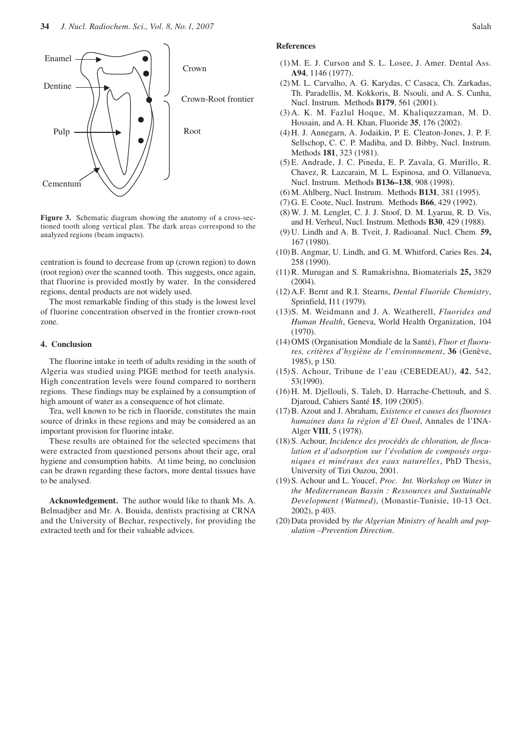Enamel

Dentine

Pulp

Cementum

Crown

Crown-Root frontier

Root

**Figure 3.** Schematic diagram showing the anatomy of a cross-sectioned tooth along vertical plan. The dark areas correspond to the analyzed regions (beam impacts).

centration is found to decrease from up (crown region) to down (root region) over the scanned tooth. This suggests, once again, that fluorine is provided mostly by water. In the considered regions, dental products are not widely used.

The most remarkable finding of this study is the lowest level of fluorine concentration observed in the frontier crown-root zone.

## 4. Conclusion

The fluorine intake in teeth of adults residing in the south of Algeria was studied using PIGE method for teeth analysis. High concentration levels were found compared to northern regions. These findings may be explained by a consumption of high amount of water as a consequence of hot climate.

Tea, well known to be rich in fluoride, constitutes the main source of drinks in these regions and may be considered as an important provision for fluorine intake.

These results are obtained for the selected specimens that were extracted from questioned persons about their age, oral hygiene and consumption habits. At time being, no conclusion can be drawn regarding these factors, more dental tissues have to be analysed.

**Acknowledgement.** The author would like to thank Ms. A. Belmadjber and Mr. A. Bouida, dentists practising at CRNA and the University of Bechar, respectively, for providing the extracted teeth and for their valuable advices.

## References

(1) M. E. J. Curson and S. L. Losee, J. Amer. Dental Ass. **A94**, 1146 (1977).

(2) M. L. Carvalho, A. G. Karydas, C Casaca, Ch. Zarkadas, Th. Paradellis, M. Kokkoris, B. Nsouli, and A. S. Cunha, Nucl. Instrum. Methods **B179**, 561 (2001).

(3) A. K. M. Fazlul Hoque, M. Khaliquzzaman, M. D. Hossain, and A. H. Khan, Fluoride **35**, 176 (2002).

(4) H. J. Annegarn, A. Jodaikin, P. E. Cleaton-Jones, J. P. F. Sellschop, C. C. P. Madiba, and D. Bibby, Nucl. Instrum. Methods **181**, 323 (1981).

(5) E. Andrade, J. C. Pineda, E. P. Zavala, G. Murillo, R. Chavez, R. Lazcarain, M. L. Espinosa, and O. Villanueva, Nucl. Instrum. Methods **B136–138**, 908 (1998).

(6) M. Ahlberg, Nucl. Instrum. Methods **B131**, 381 (1995).

(7) G. E. Coote, Nucl. Instrum. Methods **B66**, 429 (1992).

(8) W. J. M. Lenglet, C. J. J. Stoof, D. M. Lyaruu, R. D. Vis, and H. Verheul, Nucl. Instrum. Methods **B30**, 429 (1988).

(9) U. Lindh and A. B. Tveit, J. Radioanal. Nucl. Chem. **59,** 167 (1980).

(10) B. Angmar, U. Lindh, and G. M. Whitford, Caries Res. **24,** 258 (1990).

(11) R. Murugan and S. Ramakrishna, Biomaterials **25,** 3829 (2004).

(12) A.F. Bernt and R.I. Stearns, *Dental Fluoride Chemistry*, Sprinfield, I11 (1979).

(13) S. M. Weidmann and J. A. Weatherell, *Fluorides and Human Health*, Geneva, World Health Organization, 104 (1970).

(14) OMS (Organisation Mondiale de la Santé), *Fluor et fluorures, critères d'hygiène de l'environnement*, **36** (Genève, 1985), p 150.

(15) S. Achour, Tribune de l'eau (CEBEDEAU), **42**, 542, 53(1990).

(16) H. M. Djellouli, S. Taleb, D. Harrache-Chettouh, and S. Djaroud, Cahiers Santé **15**, 109 (2005).

(17) B. Azout and J. Abraham, *Existence et causes des fluoroses humaines dans la région d'El Oued*, Annales de l'INA-Alger **VIII**, 5 (1978).

(18) S. Achour, *Incidence des procédés de chloration, de floculation et d'adsorption sur l'évolution de composés organiques et minéraux des eaux naturelles*, PhD Thesis, University of Tizi Ouzou, 2001.

(19) S. Achour and L. Youcef, *Proc. Int. Workshop on Water in the Mediterranean Bassin : Ressources and Sustainable Development (Watmed)*, (Monastir-Tunisie, 10-13 Oct. 2002), p 403.

(20) Data provided by *the Algerian Ministry of health and population –Prevention Direction*.